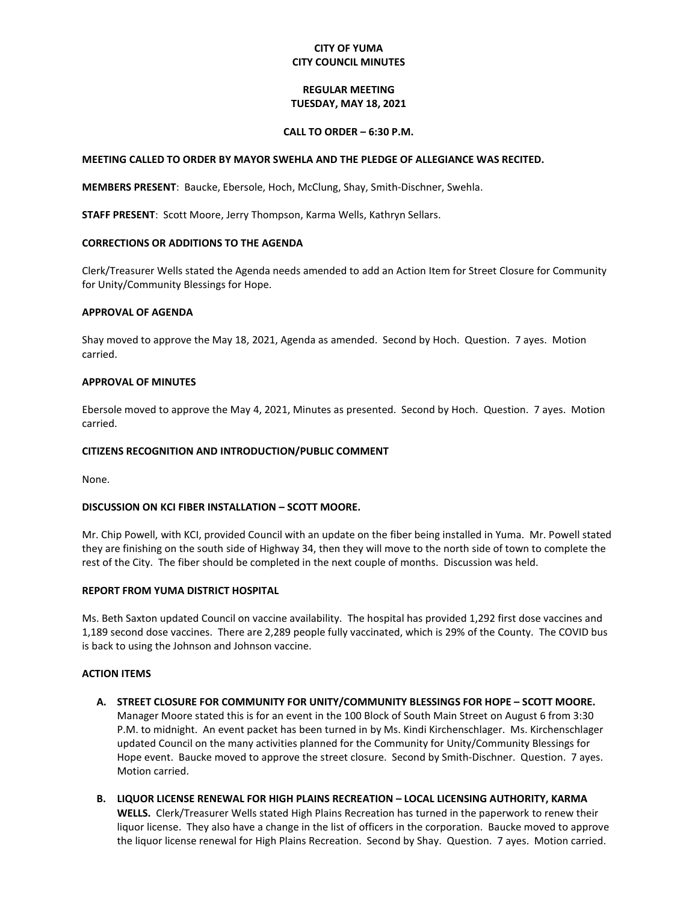# CITY OF YUMA
# CITY COUNCIL MINUTES

## REGULAR MEETING
## TUESDAY, MAY 18, 2021

### CALL TO ORDER – 6:30 P.M.

**MEETING CALLED TO ORDER BY MAYOR SWEHLA AND THE PLEDGE OF ALLEGIANCE WAS RECITED.**

**MEMBERS PRESENT**: Baucke, Ebersole, Hoch, McClung, Shay, Smith-Dischner, Swehla.

**STAFF PRESENT**: Scott Moore, Jerry Thompson, Karma Wells, Kathryn Sellars.

**CORRECTIONS OR ADDITIONS TO THE AGENDA**

Clerk/Treasurer Wells stated the Agenda needs amended to add an Action Item for Street Closure for Community for Unity/Community Blessings for Hope.

**APPROVAL OF AGENDA**

Shay moved to approve the May 18, 2021, Agenda as amended. Second by Hoch. Question. 7 ayes. Motion carried.

**APPROVAL OF MINUTES**

Ebersole moved to approve the May 4, 2021, Minutes as presented. Second by Hoch. Question. 7 ayes. Motion carried.

**CITIZENS RECOGNITION AND INTRODUCTION/PUBLIC COMMENT**

None.

**DISCUSSION ON KCI FIBER INSTALLATION – SCOTT MOORE.**

Mr. Chip Powell, with KCI, provided Council with an update on the fiber being installed in Yuma. Mr. Powell stated they are finishing on the south side of Highway 34, then they will move to the north side of town to complete the rest of the City. The fiber should be completed in the next couple of months. Discussion was held.

**REPORT FROM YUMA DISTRICT HOSPITAL**

Ms. Beth Saxton updated Council on vaccine availability. The hospital has provided 1,292 first dose vaccines and 1,189 second dose vaccines. There are 2,289 people fully vaccinated, which is 29% of the County. The COVID bus is back to using the Johnson and Johnson vaccine.

**ACTION ITEMS**

A. **STREET CLOSURE FOR COMMUNITY FOR UNITY/COMMUNITY BLESSINGS FOR HOPE – SCOTT MOORE.** Manager Moore stated this is for an event in the 100 Block of South Main Street on August 6 from 3:30 P.M. to midnight. An event packet has been turned in by Ms. Kindi Kirchenschlager. Ms. Kirchenschlager updated Council on the many activities planned for the Community for Unity/Community Blessings for Hope event. Baucke moved to approve the street closure. Second by Smith-Dischner. Question. 7 ayes. Motion carried.

B. **LIQUOR LICENSE RENEWAL FOR HIGH PLAINS RECREATION – LOCAL LICENSING AUTHORITY, KARMA WELLS.** Clerk/Treasurer Wells stated High Plains Recreation has turned in the paperwork to renew their liquor license. They also have a change in the list of officers in the corporation. Baucke moved to approve the liquor license renewal for High Plains Recreation. Second by Shay. Question. 7 ayes. Motion carried.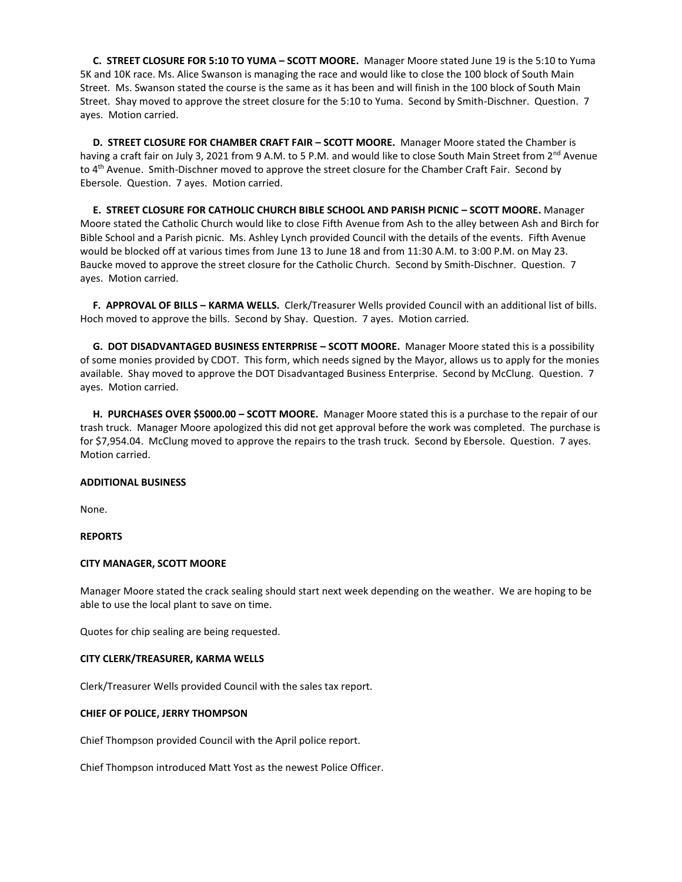**C. STREET CLOSURE FOR 5:10 TO YUMA – SCOTT MOORE.** Manager Moore stated June 19 is the 5:10 to Yuma 5K and 10K race. Ms. Alice Swanson is managing the race and would like to close the 100 block of South Main Street. Ms. Swanson stated the course is the same as it has been and will finish in the 100 block of South Main Street. Shay moved to approve the street closure for the 5:10 to Yuma. Second by Smith-Dischner. Question. 7 ayes. Motion carried.

**D. STREET CLOSURE FOR CHAMBER CRAFT FAIR – SCOTT MOORE.** Manager Moore stated the Chamber is having a craft fair on July 3, 2021 from 9 A.M. to 5 P.M. and would like to close South Main Street from 2nd Avenue to 4th Avenue. Smith-Dischner moved to approve the street closure for the Chamber Craft Fair. Second by Ebersole. Question. 7 ayes. Motion carried.

**E. STREET CLOSURE FOR CATHOLIC CHURCH BIBLE SCHOOL AND PARISH PICNIC – SCOTT MOORE.** Manager Moore stated the Catholic Church would like to close Fifth Avenue from Ash to the alley between Ash and Birch for Bible School and a Parish picnic. Ms. Ashley Lynch provided Council with the details of the events. Fifth Avenue would be blocked off at various times from June 13 to June 18 and from 11:30 A.M. to 3:00 P.M. on May 23. Baucke moved to approve the street closure for the Catholic Church. Second by Smith-Dischner. Question. 7 ayes. Motion carried.

**F. APPROVAL OF BILLS – KARMA WELLS.** Clerk/Treasurer Wells provided Council with an additional list of bills. Hoch moved to approve the bills. Second by Shay. Question. 7 ayes. Motion carried.

**G. DOT DISADVANTAGED BUSINESS ENTERPRISE – SCOTT MOORE.** Manager Moore stated this is a possibility of some monies provided by CDOT. This form, which needs signed by the Mayor, allows us to apply for the monies available. Shay moved to approve the DOT Disadvantaged Business Enterprise. Second by McClung. Question. 7 ayes. Motion carried.

**H. PURCHASES OVER $5000.00 – SCOTT MOORE.** Manager Moore stated this is a purchase to the repair of our trash truck. Manager Moore apologized this did not get approval before the work was completed. The purchase is for $7,954.04. McClung moved to approve the repairs to the trash truck. Second by Ebersole. Question. 7 ayes. Motion carried.

**ADDITIONAL BUSINESS**

None.

**REPORTS**

**CITY MANAGER, SCOTT MOORE**

Manager Moore stated the crack sealing should start next week depending on the weather. We are hoping to be able to use the local plant to save on time.

Quotes for chip sealing are being requested.

**CITY CLERK/TREASURER, KARMA WELLS**

Clerk/Treasurer Wells provided Council with the sales tax report.

**CHIEF OF POLICE, JERRY THOMPSON**

Chief Thompson provided Council with the April police report.

Chief Thompson introduced Matt Yost as the newest Police Officer.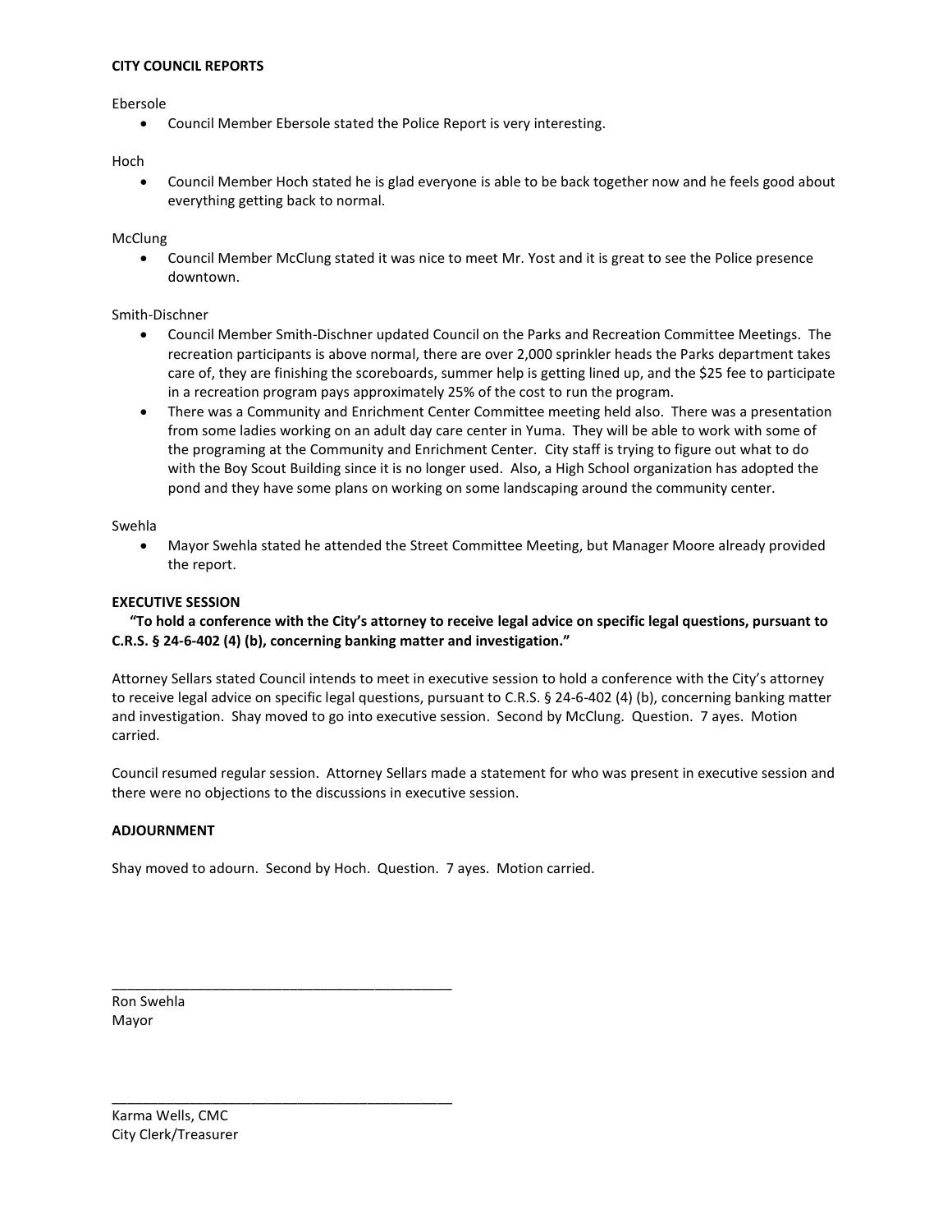**CITY COUNCIL REPORTS**

Ebersole

- Council Member Ebersole stated the Police Report is very interesting.

Hoch

- Council Member Hoch stated he is glad everyone is able to be back together now and he feels good about everything getting back to normal.

McClung

- Council Member McClung stated it was nice to meet Mr. Yost and it is great to see the Police presence downtown.

Smith-Dischner

- Council Member Smith-Dischner updated Council on the Parks and Recreation Committee Meetings. The recreation participants is above normal, there are over 2,000 sprinkler heads the Parks department takes care of, they are finishing the scoreboards, summer help is getting lined up, and the $25 fee to participate in a recreation program pays approximately 25% of the cost to run the program.
- There was a Community and Enrichment Center Committee meeting held also. There was a presentation from some ladies working on an adult day care center in Yuma. They will be able to work with some of the programing at the Community and Enrichment Center. City staff is trying to figure out what to do with the Boy Scout Building since it is no longer used. Also, a High School organization has adopted the pond and they have some plans on working on some landscaping around the community center.

Swehla

- Mayor Swehla stated he attended the Street Committee Meeting, but Manager Moore already provided the report.

**EXECUTIVE SESSION**

**"To hold a conference with the City's attorney to receive legal advice on specific legal questions, pursuant to C.R.S. § 24-6-402 (4) (b), concerning banking matter and investigation."**

Attorney Sellars stated Council intends to meet in executive session to hold a conference with the City's attorney to receive legal advice on specific legal questions, pursuant to C.R.S. § 24-6-402 (4) (b), concerning banking matter and investigation. Shay moved to go into executive session. Second by McClung. Question. 7 ayes. Motion carried.

Council resumed regular session. Attorney Sellars made a statement for who was present in executive session and there were no objections to the discussions in executive session.

**ADJOURNMENT**

Shay moved to adourn. Second by Hoch. Question. 7 ayes. Motion carried.

\_\_\_\_\_\_\_\_\_\_\_\_\_\_\_\_\_\_\_\_\_\_\_\_\_\_\_\_\_\_\_\_\_\_\_\_\_\_\_\_\_\_\_\_

Ron Swehla
Mayor

\_\_\_\_\_\_\_\_\_\_\_\_\_\_\_\_\_\_\_\_\_\_\_\_\_\_\_\_\_\_\_\_\_\_\_\_\_\_\_\_\_\_\_\_

Karma Wells, CMC
City Clerk/Treasurer